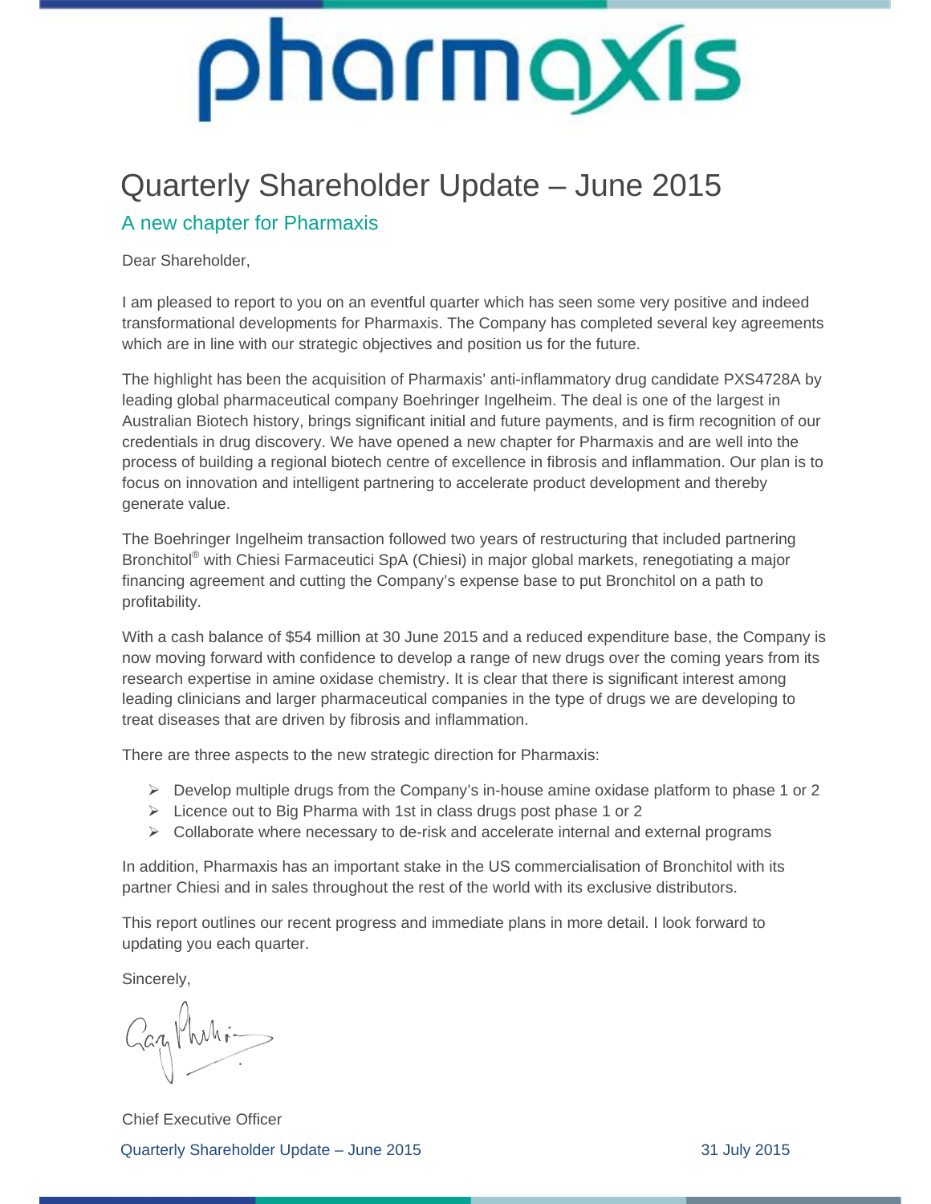# Quarterly Shareholder Update – June 2015

## A new chapter for Pharmaxis

Dear Shareholder,

I am pleased to report to you on an eventful quarter which has seen some very positive and indeed transformational developments for Pharmaxis. The Company has completed several key agreements which are in line with our strategic objectives and position us for the future.

The highlight has been the acquisition of Pharmaxis' anti-inflammatory drug candidate PXS4728A by leading global pharmaceutical company Boehringer Ingelheim. The deal is one of the largest in Australian Biotech history, brings significant initial and future payments, and is firm recognition of our credentials in drug discovery. We have opened a new chapter for Pharmaxis and are well into the process of building a regional biotech centre of excellence in fibrosis and inflammation. Our plan is to focus on innovation and intelligent partnering to accelerate product development and thereby generate value.

The Boehringer Ingelheim transaction followed two years of restructuring that included partnering Bronchitol® with Chiesi Farmaceutici SpA (Chiesi) in major global markets, renegotiating a major financing agreement and cutting the Company's expense base to put Bronchitol on a path to profitability.

With a cash balance of $54 million at 30 June 2015 and a reduced expenditure base, the Company is now moving forward with confidence to develop a range of new drugs over the coming years from its research expertise in amine oxidase chemistry. It is clear that there is significant interest among leading clinicians and larger pharmaceutical companies in the type of drugs we are developing to treat diseases that are driven by fibrosis and inflammation.

There are three aspects to the new strategic direction for Pharmaxis:

- Develop multiple drugs from the Company's in-house amine oxidase platform to phase 1 or 2
- Licence out to Big Pharma with 1st in class drugs post phase 1 or 2
- Collaborate where necessary to de-risk and accelerate internal and external programs

In addition, Pharmaxis has an important stake in the US commercialisation of Bronchitol with its partner Chiesi and in sales throughout the rest of the world with its exclusive distributors.

This report outlines our recent progress and immediate plans in more detail. I look forward to updating you each quarter.

Sincerely,

Chief Executive Officer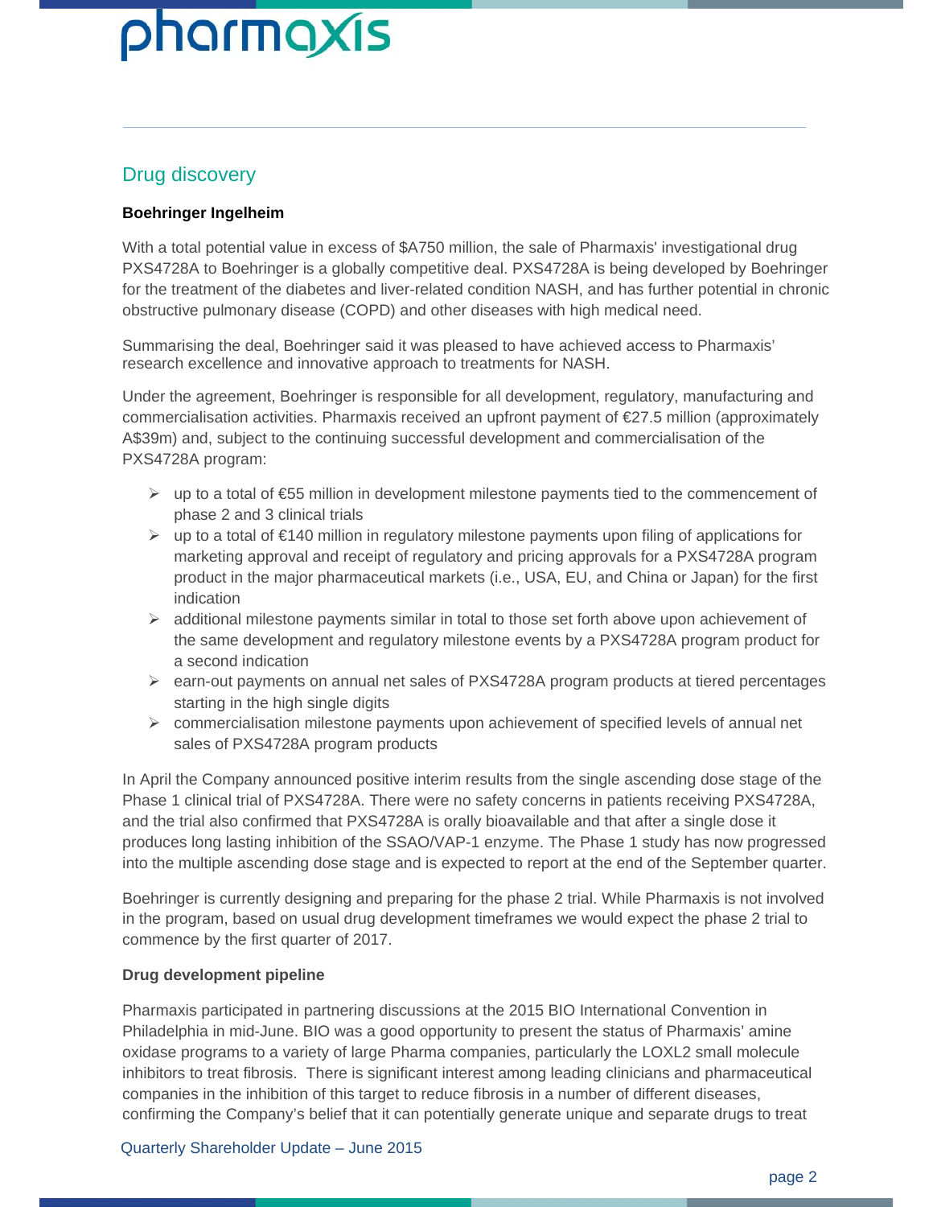## Drug discovery

**Boehringer Ingelheim**

With a total potential value in excess of $A750 million, the sale of Pharmaxis' investigational drug PXS4728A to Boehringer is a globally competitive deal. PXS4728A is being developed by Boehringer for the treatment of the diabetes and liver-related condition NASH, and has further potential in chronic obstructive pulmonary disease (COPD) and other diseases with high medical need.

Summarising the deal, Boehringer said it was pleased to have achieved access to Pharmaxis' research excellence and innovative approach to treatments for NASH.

Under the agreement, Boehringer is responsible for all development, regulatory, manufacturing and commercialisation activities. Pharmaxis received an upfront payment of €27.5 million (approximately A$39m) and, subject to the continuing successful development and commercialisation of the PXS4728A program:

- up to a total of €55 million in development milestone payments tied to the commencement of phase 2 and 3 clinical trials
- up to a total of €140 million in regulatory milestone payments upon filing of applications for marketing approval and receipt of regulatory and pricing approvals for a PXS4728A program product in the major pharmaceutical markets (i.e., USA, EU, and China or Japan) for the first indication
- additional milestone payments similar in total to those set forth above upon achievement of the same development and regulatory milestone events by a PXS4728A program product for a second indication
- earn-out payments on annual net sales of PXS4728A program products at tiered percentages starting in the high single digits
- commercialisation milestone payments upon achievement of specified levels of annual net sales of PXS4728A program products

In April the Company announced positive interim results from the single ascending dose stage of the Phase 1 clinical trial of PXS4728A. There were no safety concerns in patients receiving PXS4728A, and the trial also confirmed that PXS4728A is orally bioavailable and that after a single dose it produces long lasting inhibition of the SSAO/VAP-1 enzyme. The Phase 1 study has now progressed into the multiple ascending dose stage and is expected to report at the end of the September quarter.

Boehringer is currently designing and preparing for the phase 2 trial. While Pharmaxis is not involved in the program, based on usual drug development timeframes we would expect the phase 2 trial to commence by the first quarter of 2017.

**Drug development pipeline**

Pharmaxis participated in partnering discussions at the 2015 BIO International Convention in Philadelphia in mid-June. BIO was a good opportunity to present the status of Pharmaxis' amine oxidase programs to a variety of large Pharma companies, particularly the LOXL2 small molecule inhibitors to treat fibrosis. There is significant interest among leading clinicians and pharmaceutical companies in the inhibition of this target to reduce fibrosis in a number of different diseases, confirming the Company's belief that it can potentially generate unique and separate drugs to treat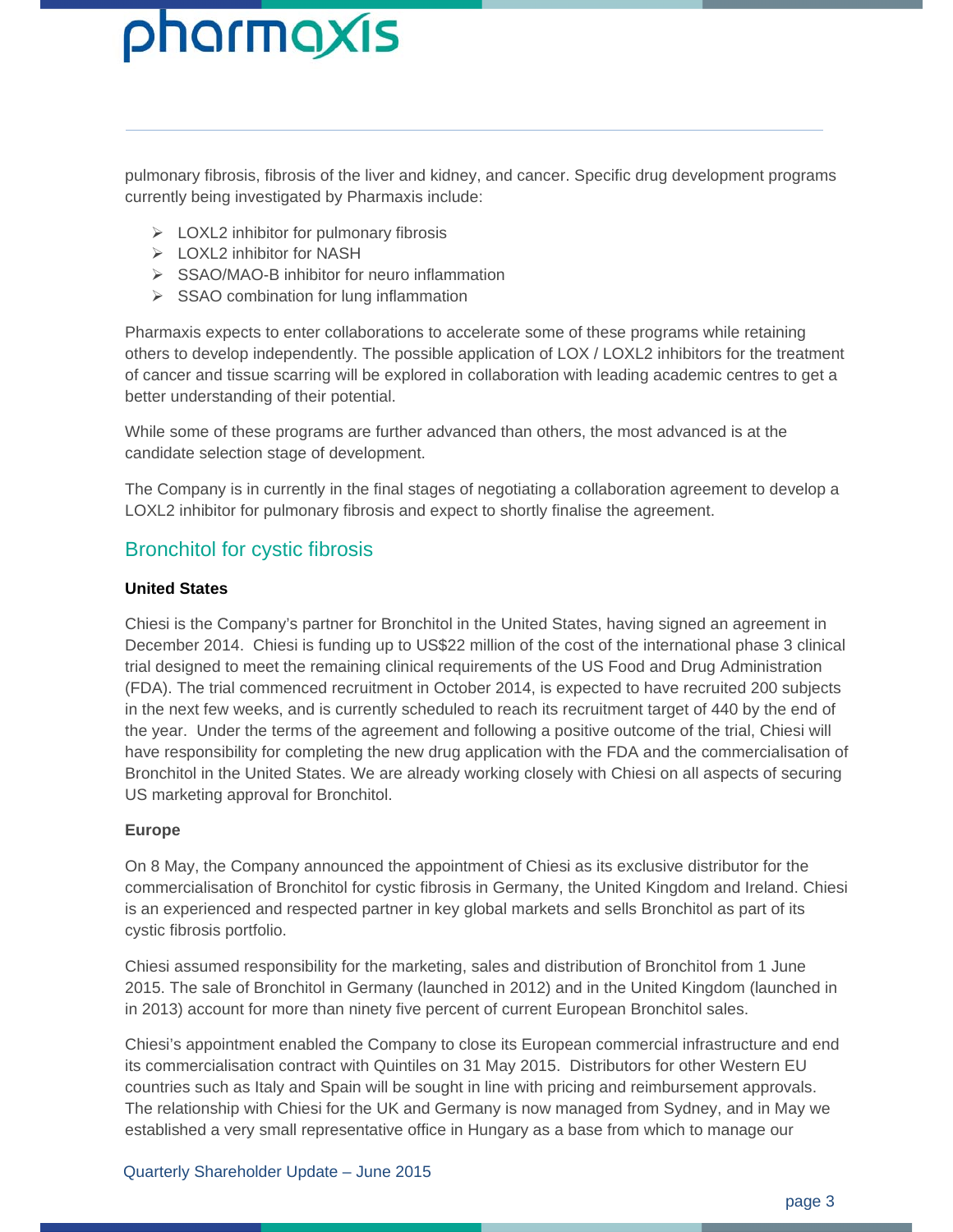pulmonary fibrosis, fibrosis of the liver and kidney, and cancer. Specific drug development programs currently being investigated by Pharmaxis include:

- LOXL2 inhibitor for pulmonary fibrosis
- LOXL2 inhibitor for NASH
- SSAO/MAO-B inhibitor for neuro inflammation
- SSAO combination for lung inflammation

Pharmaxis expects to enter collaborations to accelerate some of these programs while retaining others to develop independently. The possible application of LOX / LOXL2 inhibitors for the treatment of cancer and tissue scarring will be explored in collaboration with leading academic centres to get a better understanding of their potential.

While some of these programs are further advanced than others, the most advanced is at the candidate selection stage of development.

The Company is in currently in the final stages of negotiating a collaboration agreement to develop a LOXL2 inhibitor for pulmonary fibrosis and expect to shortly finalise the agreement.

## Bronchitol for cystic fibrosis

**United States**

Chiesi is the Company's partner for Bronchitol in the United States, having signed an agreement in December 2014. Chiesi is funding up to US$22 million of the cost of the international phase 3 clinical trial designed to meet the remaining clinical requirements of the US Food and Drug Administration (FDA). The trial commenced recruitment in October 2014, is expected to have recruited 200 subjects in the next few weeks, and is currently scheduled to reach its recruitment target of 440 by the end of the year. Under the terms of the agreement and following a positive outcome of the trial, Chiesi will have responsibility for completing the new drug application with the FDA and the commercialisation of Bronchitol in the United States. We are already working closely with Chiesi on all aspects of securing US marketing approval for Bronchitol.

**Europe**

On 8 May, the Company announced the appointment of Chiesi as its exclusive distributor for the commercialisation of Bronchitol for cystic fibrosis in Germany, the United Kingdom and Ireland. Chiesi is an experienced and respected partner in key global markets and sells Bronchitol as part of its cystic fibrosis portfolio.

Chiesi assumed responsibility for the marketing, sales and distribution of Bronchitol from 1 June 2015. The sale of Bronchitol in Germany (launched in 2012) and in the United Kingdom (launched in in 2013) account for more than ninety five percent of current European Bronchitol sales.

Chiesi's appointment enabled the Company to close its European commercial infrastructure and end its commercialisation contract with Quintiles on 31 May 2015. Distributors for other Western EU countries such as Italy and Spain will be sought in line with pricing and reimbursement approvals. The relationship with Chiesi for the UK and Germany is now managed from Sydney, and in May we established a very small representative office in Hungary as a base from which to manage our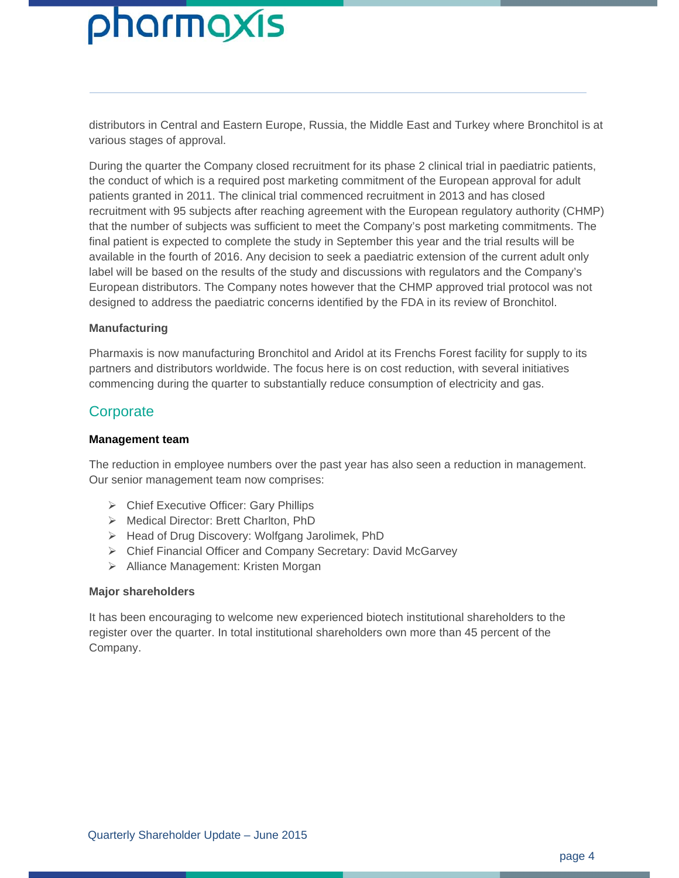distributors in Central and Eastern Europe, Russia, the Middle East and Turkey where Bronchitol is at various stages of approval.

During the quarter the Company closed recruitment for its phase 2 clinical trial in paediatric patients, the conduct of which is a required post marketing commitment of the European approval for adult patients granted in 2011. The clinical trial commenced recruitment in 2013 and has closed recruitment with 95 subjects after reaching agreement with the European regulatory authority (CHMP) that the number of subjects was sufficient to meet the Company's post marketing commitments. The final patient is expected to complete the study in September this year and the trial results will be available in the fourth of 2016. Any decision to seek a paediatric extension of the current adult only label will be based on the results of the study and discussions with regulators and the Company's European distributors. The Company notes however that the CHMP approved trial protocol was not designed to address the paediatric concerns identified by the FDA in its review of Bronchitol.

**Manufacturing**

Pharmaxis is now manufacturing Bronchitol and Aridol at its Frenchs Forest facility for supply to its partners and distributors worldwide. The focus here is on cost reduction, with several initiatives commencing during the quarter to substantially reduce consumption of electricity and gas.

## Corporate

**Management team**

The reduction in employee numbers over the past year has also seen a reduction in management. Our senior management team now comprises:

- Chief Executive Officer: Gary Phillips
- Medical Director: Brett Charlton, PhD
- Head of Drug Discovery: Wolfgang Jarolimek, PhD
- Chief Financial Officer and Company Secretary: David McGarvey
- Alliance Management: Kristen Morgan

**Major shareholders**

It has been encouraging to welcome new experienced biotech institutional shareholders to the register over the quarter. In total institutional shareholders own more than 45 percent of the Company.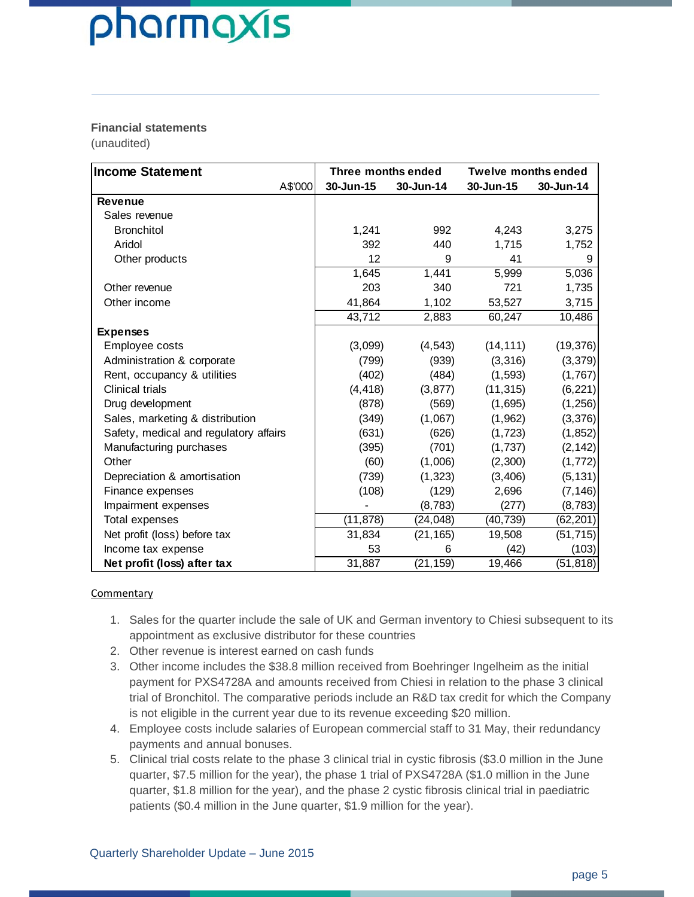**Financial statements**

(unaudited)

| Income Statement | Three months ended | | Twelve months ended | |
|---|---|---|---|---|
| A$'000 | 30-Jun-15 | 30-Jun-14 | 30-Jun-15 | 30-Jun-14 |
| **Revenue** | | | | |
| Sales revenue | | | | |
| Bronchitol | 1,241 | 992 | 4,243 | 3,275 |
| Aridol | 392 | 440 | 1,715 | 1,752 |
| Other products | 12 | 9 | 41 | 9 |
| | 1,645 | 1,441 | 5,999 | 5,036 |
| Other revenue | 203 | 340 | 721 | 1,735 |
| Other income | 41,864 | 1,102 | 53,527 | 3,715 |
| | 43,712 | 2,883 | 60,247 | 10,486 |
| **Expenses** | | | | |
| Employee costs | (3,099) | (4,543) | (14,111) | (19,376) |
| Administration & corporate | (799) | (939) | (3,316) | (3,379) |
| Rent, occupancy & utilities | (402) | (484) | (1,593) | (1,767) |
| Clinical trials | (4,418) | (3,877) | (11,315) | (6,221) |
| Drug development | (878) | (569) | (1,695) | (1,256) |
| Sales, marketing & distribution | (349) | (1,067) | (1,962) | (3,376) |
| Safety, medical and regulatory affairs | (631) | (626) | (1,723) | (1,852) |
| Manufacturing purchases | (395) | (701) | (1,737) | (2,142) |
| Other | (60) | (1,006) | (2,300) | (1,772) |
| Depreciation & amortisation | (739) | (1,323) | (3,406) | (5,131) |
| Finance expenses | (108) | (129) | 2,696 | (7,146) |
| Impairment expenses | - | (8,783) | (277) | (8,783) |
| Total expenses | (11,878) | (24,048) | (40,739) | (62,201) |
| Net profit (loss) before tax | 31,834 | (21,165) | 19,508 | (51,715) |
| Income tax expense | 53 | 6 | (42) | (103) |
| **Net profit (loss) after tax** | 31,887 | (21,159) | 19,466 | (51,818) |

Commentary

1. Sales for the quarter include the sale of UK and German inventory to Chiesi subsequent to its appointment as exclusive distributor for these countries
2. Other revenue is interest earned on cash funds
3. Other income includes the $38.8 million received from Boehringer Ingelheim as the initial payment for PXS4728A and amounts received from Chiesi in relation to the phase 3 clinical trial of Bronchitol. The comparative periods include an R&D tax credit for which the Company is not eligible in the current year due to its revenue exceeding $20 million.
4. Employee costs include salaries of European commercial staff to 31 May, their redundancy payments and annual bonuses.
5. Clinical trial costs relate to the phase 3 clinical trial in cystic fibrosis ($3.0 million in the June quarter, $7.5 million for the year), the phase 1 trial of PXS4728A ($1.0 million in the June quarter, $1.8 million for the year), and the phase 2 cystic fibrosis clinical trial in paediatric patients ($0.4 million in the June quarter, $1.9 million for the year).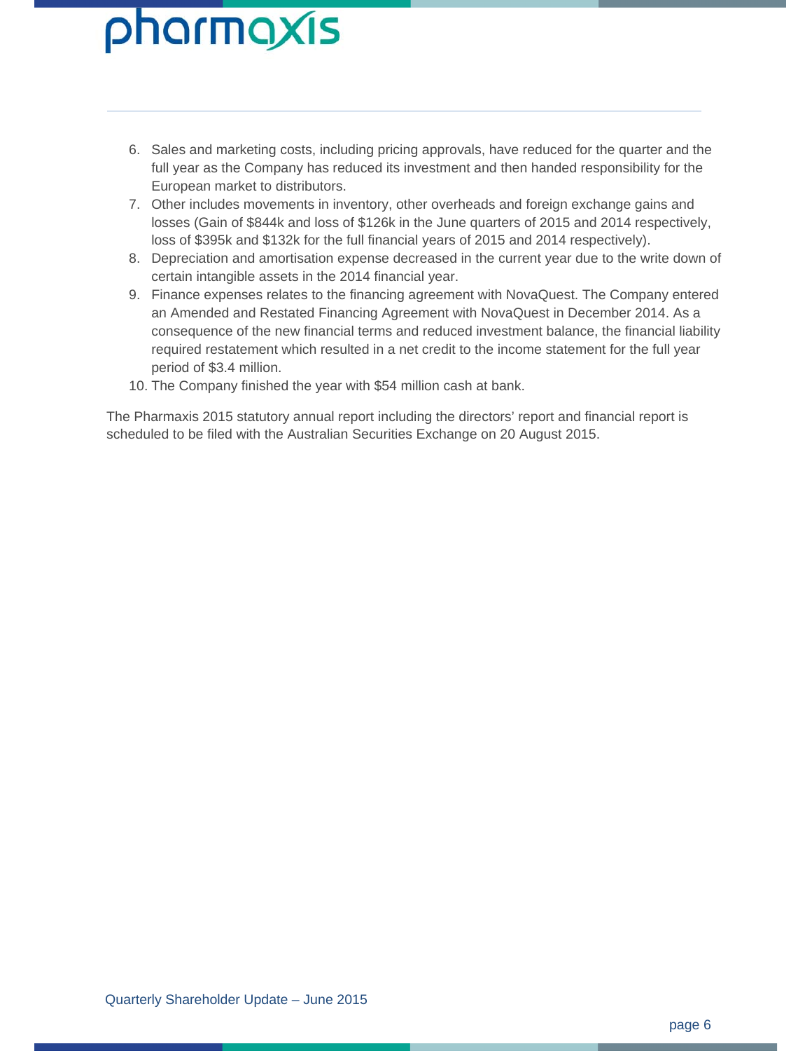6. Sales and marketing costs, including pricing approvals, have reduced for the quarter and the full year as the Company has reduced its investment and then handed responsibility for the European market to distributors.
7. Other includes movements in inventory, other overheads and foreign exchange gains and losses (Gain of $844k and loss of $126k in the June quarters of 2015 and 2014 respectively, loss of $395k and $132k for the full financial years of 2015 and 2014 respectively).
8. Depreciation and amortisation expense decreased in the current year due to the write down of certain intangible assets in the 2014 financial year.
9. Finance expenses relates to the financing agreement with NovaQuest. The Company entered an Amended and Restated Financing Agreement with NovaQuest in December 2014. As a consequence of the new financial terms and reduced investment balance, the financial liability required restatement which resulted in a net credit to the income statement for the full year period of $3.4 million.
10. The Company finished the year with $54 million cash at bank.

The Pharmaxis 2015 statutory annual report including the directors' report and financial report is scheduled to be filed with the Australian Securities Exchange on 20 August 2015.